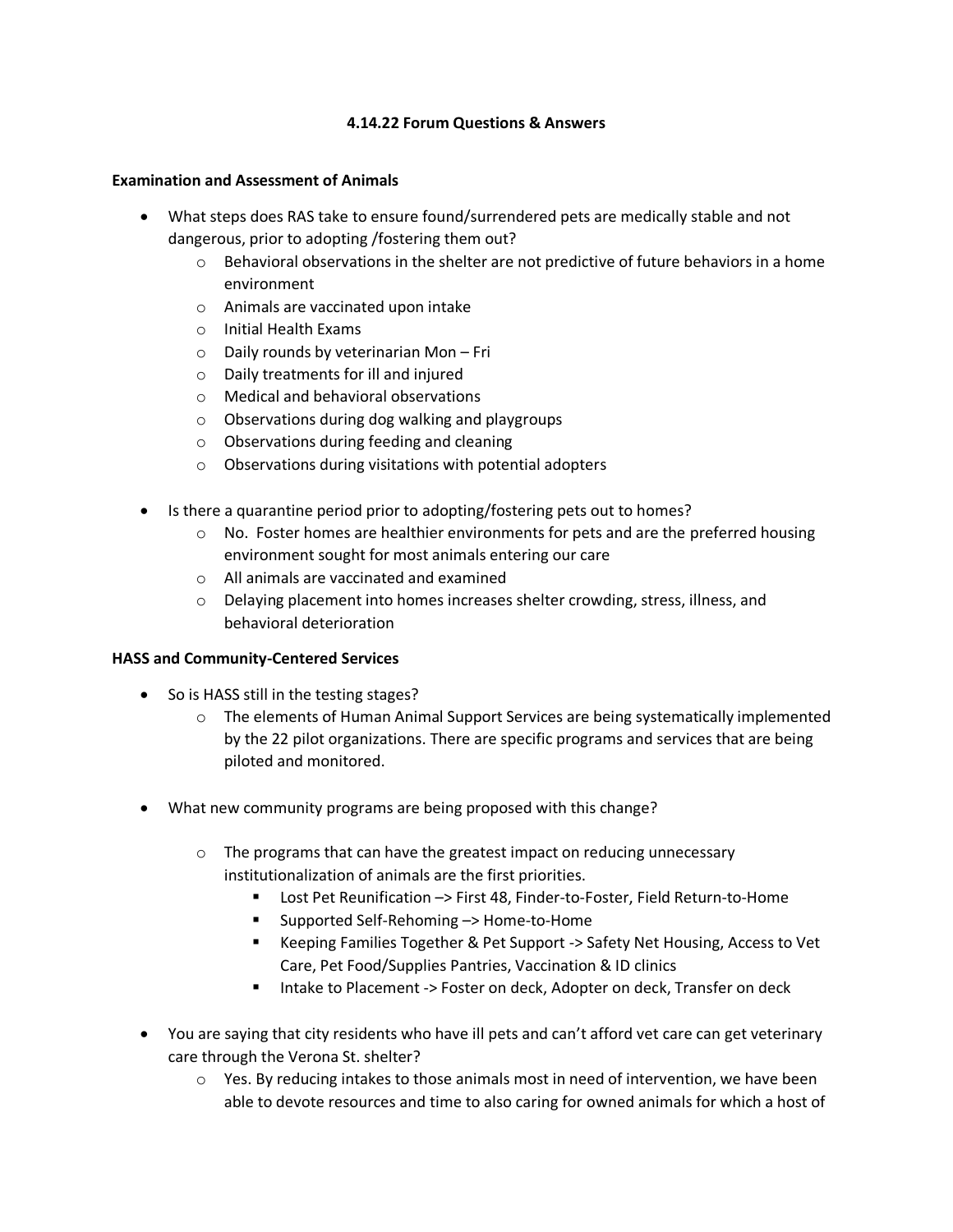# 4.14.22 Forum Questions & Answers

## Examination and Assessment of Animals

- What steps does RAS take to ensure found/surrendered pets are medically stable and not dangerous, prior to adopting /fostering them out?
  - Behavioral observations in the shelter are not predictive of future behaviors in a home environment
  - Animals are vaccinated upon intake
  - Initial Health Exams
  - Daily rounds by veterinarian Mon – Fri
  - Daily treatments for ill and injured
  - Medical and behavioral observations
  - Observations during dog walking and playgroups
  - Observations during feeding and cleaning
  - Observations during visitations with potential adopters

- Is there a quarantine period prior to adopting/fostering pets out to homes?
  - No. Foster homes are healthier environments for pets and are the preferred housing environment sought for most animals entering our care
  - All animals are vaccinated and examined
  - Delaying placement into homes increases shelter crowding, stress, illness, and behavioral deterioration

## HASS and Community-Centered Services

- So is HASS still in the testing stages?
  - The elements of Human Animal Support Services are being systematically implemented by the 22 pilot organizations. There are specific programs and services that are being piloted and monitored.

- What new community programs are being proposed with this change?
  - The programs that can have the greatest impact on reducing unnecessary institutionalization of animals are the first priorities.
    - Lost Pet Reunification –> First 48, Finder-to-Foster, Field Return-to-Home
    - Supported Self-Rehoming –> Home-to-Home
    - Keeping Families Together & Pet Support -> Safety Net Housing, Access to Vet Care, Pet Food/Supplies Pantries, Vaccination & ID clinics
    - Intake to Placement -> Foster on deck, Adopter on deck, Transfer on deck

- You are saying that city residents who have ill pets and can't afford vet care can get veterinary care through the Verona St. shelter?
  - Yes. By reducing intakes to those animals most in need of intervention, we have been able to devote resources and time to also caring for owned animals for which a host of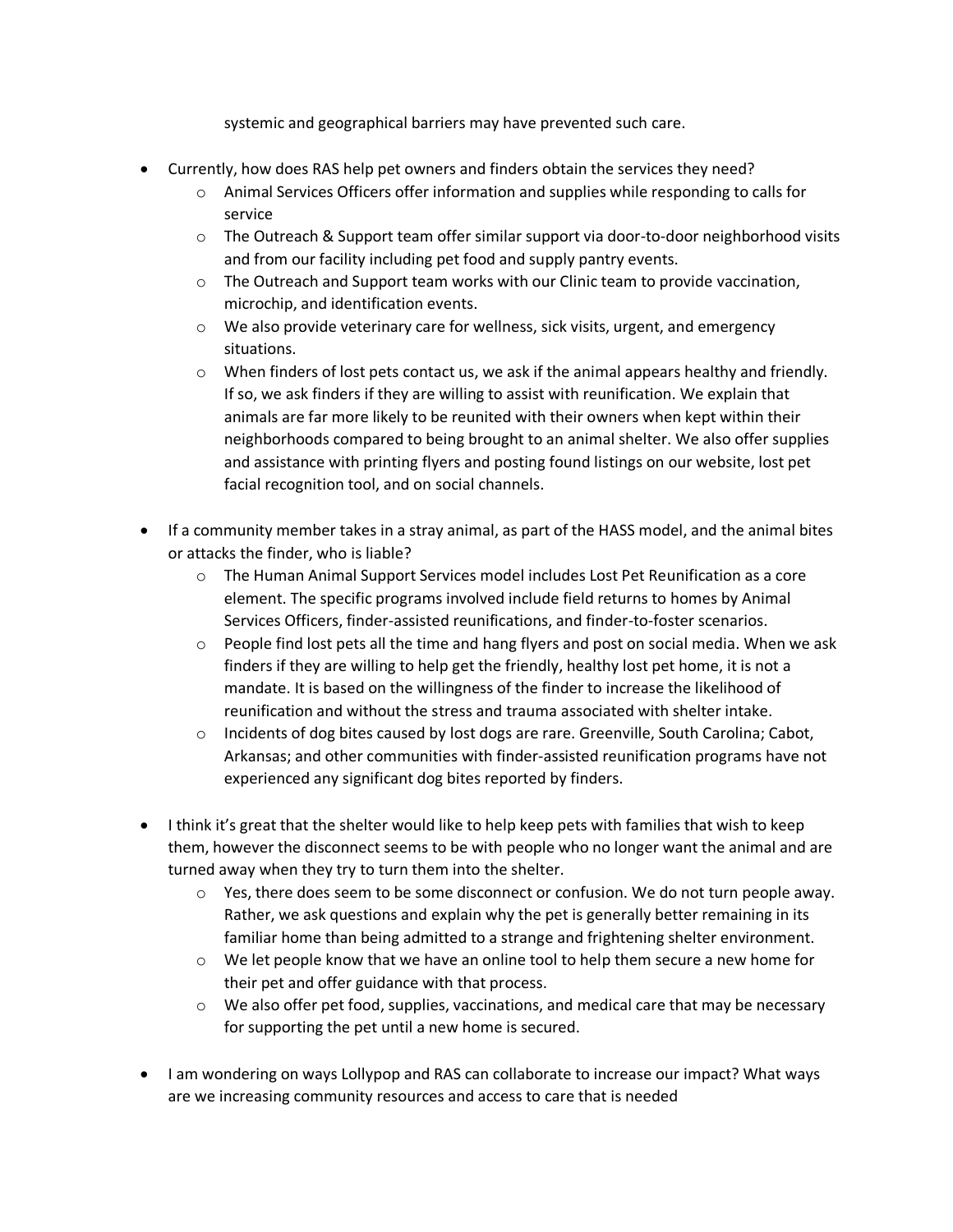systemic and geographical barriers may have prevented such care.

- Currently, how does RAS help pet owners and finders obtain the services they need?
    - Animal Services Officers offer information and supplies while responding to calls for service
    - The Outreach & Support team offer similar support via door-to-door neighborhood visits and from our facility including pet food and supply pantry events.
    - The Outreach and Support team works with our Clinic team to provide vaccination, microchip, and identification events.
    - We also provide veterinary care for wellness, sick visits, urgent, and emergency situations.
    - When finders of lost pets contact us, we ask if the animal appears healthy and friendly. If so, we ask finders if they are willing to assist with reunification. We explain that animals are far more likely to be reunited with their owners when kept within their neighborhoods compared to being brought to an animal shelter. We also offer supplies and assistance with printing flyers and posting found listings on our website, lost pet facial recognition tool, and on social channels.
- If a community member takes in a stray animal, as part of the HASS model, and the animal bites or attacks the finder, who is liable?
    - The Human Animal Support Services model includes Lost Pet Reunification as a core element. The specific programs involved include field returns to homes by Animal Services Officers, finder-assisted reunifications, and finder-to-foster scenarios.
    - People find lost pets all the time and hang flyers and post on social media. When we ask finders if they are willing to help get the friendly, healthy lost pet home, it is not a mandate. It is based on the willingness of the finder to increase the likelihood of reunification and without the stress and trauma associated with shelter intake.
    - Incidents of dog bites caused by lost dogs are rare. Greenville, South Carolina; Cabot, Arkansas; and other communities with finder-assisted reunification programs have not experienced any significant dog bites reported by finders.
- I think it's great that the shelter would like to help keep pets with families that wish to keep them, however the disconnect seems to be with people who no longer want the animal and are turned away when they try to turn them into the shelter.
    - Yes, there does seem to be some disconnect or confusion. We do not turn people away. Rather, we ask questions and explain why the pet is generally better remaining in its familiar home than being admitted to a strange and frightening shelter environment.
    - We let people know that we have an online tool to help them secure a new home for their pet and offer guidance with that process.
    - We also offer pet food, supplies, vaccinations, and medical care that may be necessary for supporting the pet until a new home is secured.
- I am wondering on ways Lollypop and RAS can collaborate to increase our impact? What ways are we increasing community resources and access to care that is needed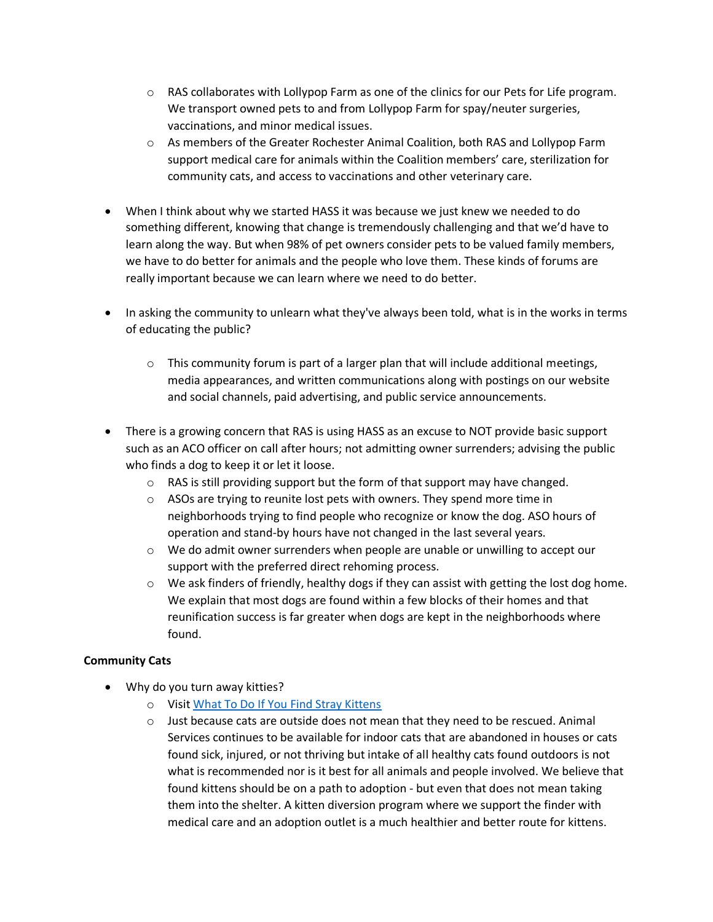- RAS collaborates with Lollypop Farm as one of the clinics for our Pets for Life program. We transport owned pets to and from Lollypop Farm for spay/neuter surgeries, vaccinations, and minor medical issues.
  - As members of the Greater Rochester Animal Coalition, both RAS and Lollypop Farm support medical care for animals within the Coalition members' care, sterilization for community cats, and access to vaccinations and other veterinary care.

- When I think about why we started HASS it was because we just knew we needed to do something different, knowing that change is tremendously challenging and that we'd have to learn along the way. But when 98% of pet owners consider pets to be valued family members, we have to do better for animals and the people who love them. These kinds of forums are really important because we can learn where we need to do better.

- In asking the community to unlearn what they've always been told, what is in the works in terms of educating the public?

  - This community forum is part of a larger plan that will include additional meetings, media appearances, and written communications along with postings on our website and social channels, paid advertising, and public service announcements.

- There is a growing concern that RAS is using HASS as an excuse to NOT provide basic support such as an ACO officer on call after hours; not admitting owner surrenders; advising the public who finds a dog to keep it or let it loose.
  - RAS is still providing support but the form of that support may have changed.
  - ASOs are trying to reunite lost pets with owners. They spend more time in neighborhoods trying to find people who recognize or know the dog. ASO hours of operation and stand-by hours have not changed in the last several years.
  - We do admit owner surrenders when people are unable or unwilling to accept our support with the preferred direct rehoming process.
  - We ask finders of friendly, healthy dogs if they can assist with getting the lost dog home. We explain that most dogs are found within a few blocks of their homes and that reunification success is far greater when dogs are kept in the neighborhoods where found.

**Community Cats**

- Why do you turn away kitties?
  - Visit [What To Do If You Find Stray Kittens]()
  - Just because cats are outside does not mean that they need to be rescued. Animal Services continues to be available for indoor cats that are abandoned in houses or cats found sick, injured, or not thriving but intake of all healthy cats found outdoors is not what is recommended nor is it best for all animals and people involved. We believe that found kittens should be on a path to adoption - but even that does not mean taking them into the shelter. A kitten diversion program where we support the finder with medical care and an adoption outlet is a much healthier and better route for kittens.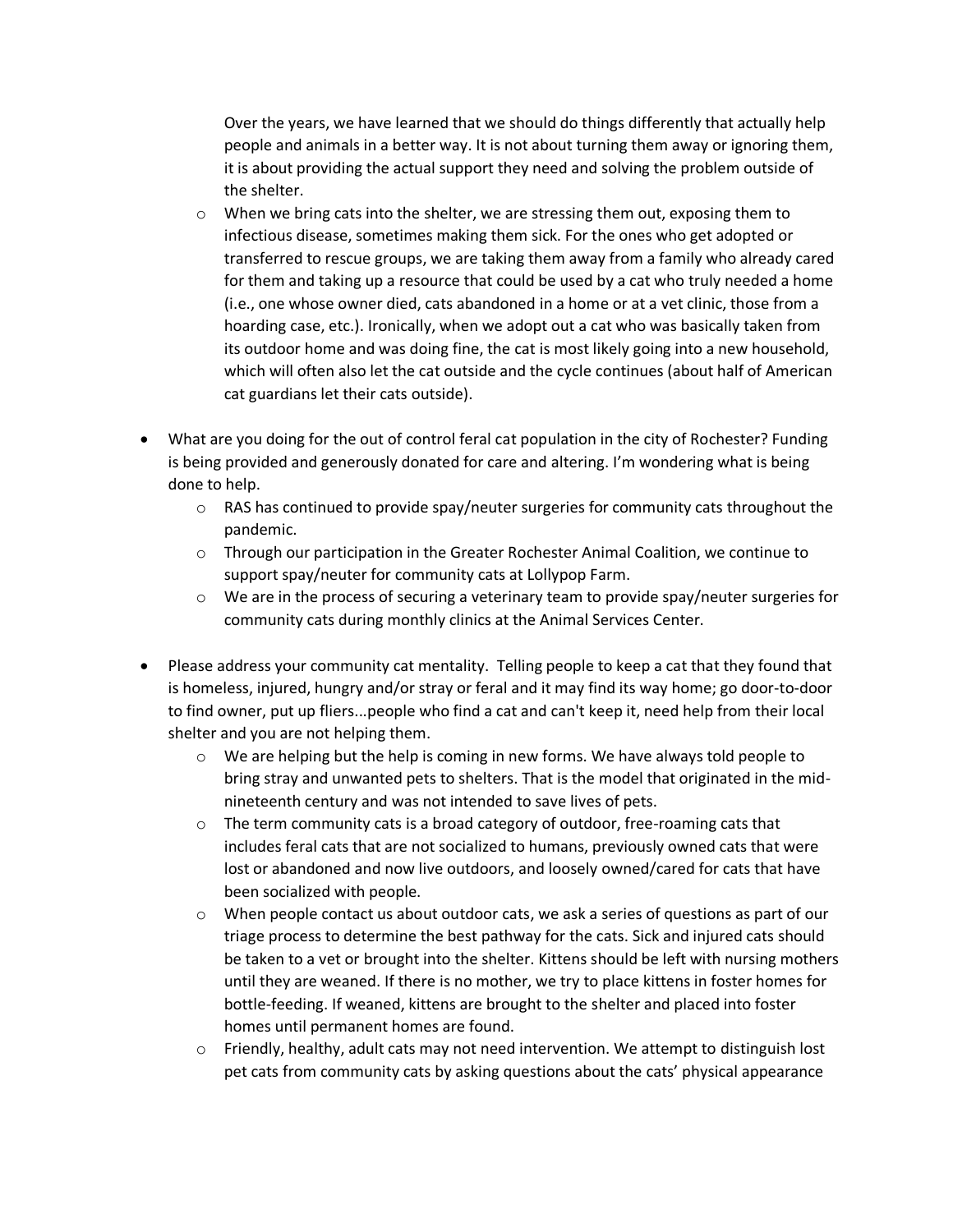Over the years, we have learned that we should do things differently that actually help people and animals in a better way. It is not about turning them away or ignoring them, it is about providing the actual support they need and solving the problem outside of the shelter.

  - When we bring cats into the shelter, we are stressing them out, exposing them to infectious disease, sometimes making them sick. For the ones who get adopted or transferred to rescue groups, we are taking them away from a family who already cared for them and taking up a resource that could be used by a cat who truly needed a home (i.e., one whose owner died, cats abandoned in a home or at a vet clinic, those from a hoarding case, etc.). Ironically, when we adopt out a cat who was basically taken from its outdoor home and was doing fine, the cat is most likely going into a new household, which will often also let the cat outside and the cycle continues (about half of American cat guardians let their cats outside).

- What are you doing for the out of control feral cat population in the city of Rochester? Funding is being provided and generously donated for care and altering. I'm wondering what is being done to help.
  - RAS has continued to provide spay/neuter surgeries for community cats throughout the pandemic.
  - Through our participation in the Greater Rochester Animal Coalition, we continue to support spay/neuter for community cats at Lollypop Farm.
  - We are in the process of securing a veterinary team to provide spay/neuter surgeries for community cats during monthly clinics at the Animal Services Center.

- Please address your community cat mentality. Telling people to keep a cat that they found that is homeless, injured, hungry and/or stray or feral and it may find its way home; go door-to-door to find owner, put up fliers...people who find a cat and can't keep it, need help from their local shelter and you are not helping them.
  - We are helping but the help is coming in new forms. We have always told people to bring stray and unwanted pets to shelters. That is the model that originated in the mid-nineteenth century and was not intended to save lives of pets.
  - The term community cats is a broad category of outdoor, free-roaming cats that includes feral cats that are not socialized to humans, previously owned cats that were lost or abandoned and now live outdoors, and loosely owned/cared for cats that have been socialized with people.
  - When people contact us about outdoor cats, we ask a series of questions as part of our triage process to determine the best pathway for the cats. Sick and injured cats should be taken to a vet or brought into the shelter. Kittens should be left with nursing mothers until they are weaned. If there is no mother, we try to place kittens in foster homes for bottle-feeding. If weaned, kittens are brought to the shelter and placed into foster homes until permanent homes are found.
  - Friendly, healthy, adult cats may not need intervention. We attempt to distinguish lost pet cats from community cats by asking questions about the cats' physical appearance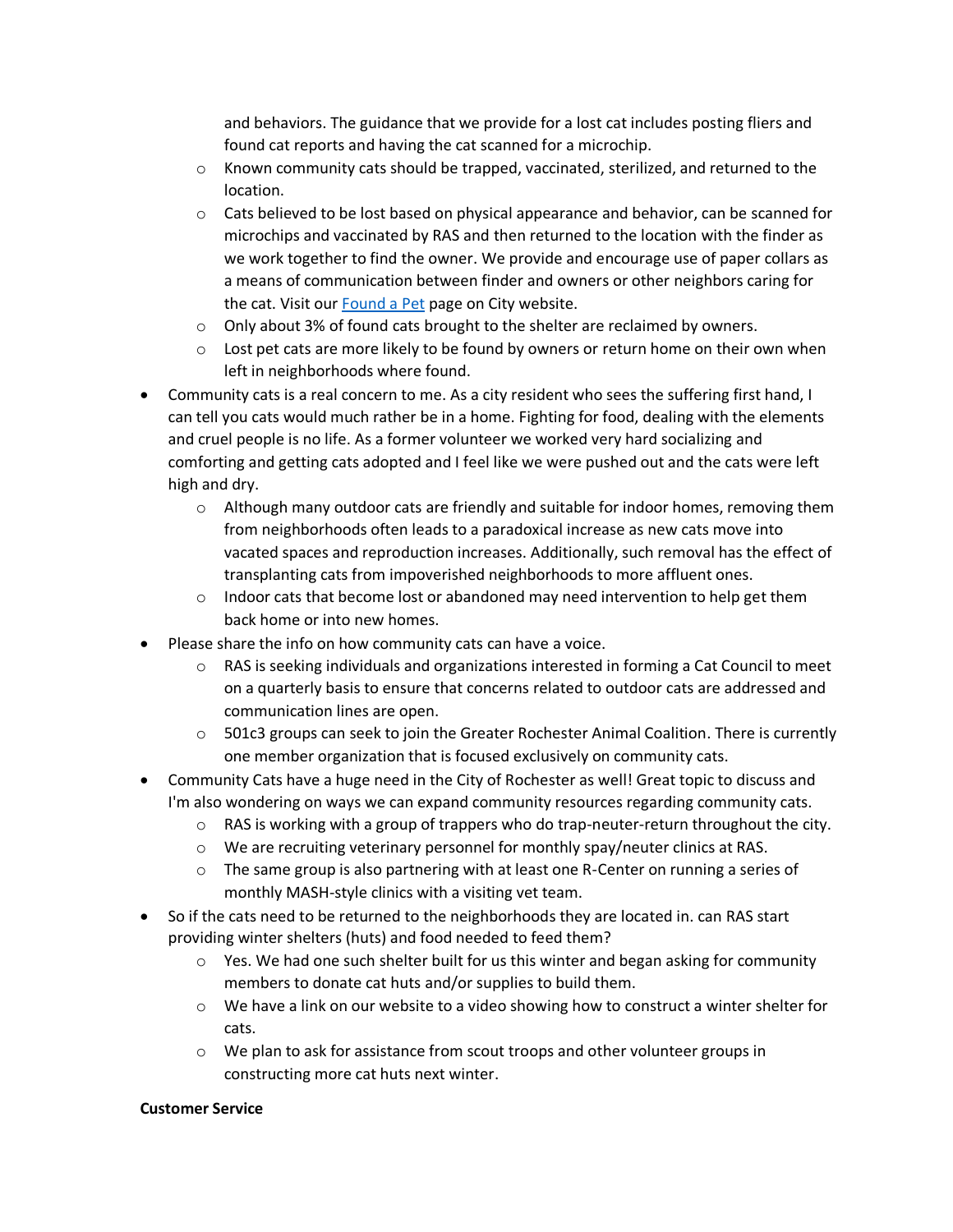and behaviors. The guidance that we provide for a lost cat includes posting fliers and found cat reports and having the cat scanned for a microchip.

  - Known community cats should be trapped, vaccinated, sterilized, and returned to the location.
  - Cats believed to be lost based on physical appearance and behavior, can be scanned for microchips and vaccinated by RAS and then returned to the location with the finder as we work together to find the owner. We provide and encourage use of paper collars as a means of communication between finder and owners or other neighbors caring for the cat. Visit our [Found a Pet] page on City website.
  - Only about 3% of found cats brought to the shelter are reclaimed by owners.
  - Lost pet cats are more likely to be found by owners or return home on their own when left in neighborhoods where found.

- Community cats is a real concern to me. As a city resident who sees the suffering first hand, I can tell you cats would much rather be in a home. Fighting for food, dealing with the elements and cruel people is no life. As a former volunteer we worked very hard socializing and comforting and getting cats adopted and I feel like we were pushed out and the cats were left high and dry.
  - Although many outdoor cats are friendly and suitable for indoor homes, removing them from neighborhoods often leads to a paradoxical increase as new cats move into vacated spaces and reproduction increases. Additionally, such removal has the effect of transplanting cats from impoverished neighborhoods to more affluent ones.
  - Indoor cats that become lost or abandoned may need intervention to help get them back home or into new homes.
- Please share the info on how community cats can have a voice.
  - RAS is seeking individuals and organizations interested in forming a Cat Council to meet on a quarterly basis to ensure that concerns related to outdoor cats are addressed and communication lines are open.
  - 501c3 groups can seek to join the Greater Rochester Animal Coalition. There is currently one member organization that is focused exclusively on community cats.
- Community Cats have a huge need in the City of Rochester as well! Great topic to discuss and I'm also wondering on ways we can expand community resources regarding community cats.
  - RAS is working with a group of trappers who do trap-neuter-return throughout the city.
  - We are recruiting veterinary personnel for monthly spay/neuter clinics at RAS.
  - The same group is also partnering with at least one R-Center on running a series of monthly MASH-style clinics with a visiting vet team.
- So if the cats need to be returned to the neighborhoods they are located in. can RAS start providing winter shelters (huts) and food needed to feed them?
  - Yes. We had one such shelter built for us this winter and began asking for community members to donate cat huts and/or supplies to build them.
  - We have a link on our website to a video showing how to construct a winter shelter for cats.
  - We plan to ask for assistance from scout troops and other volunteer groups in constructing more cat huts next winter.

**Customer Service**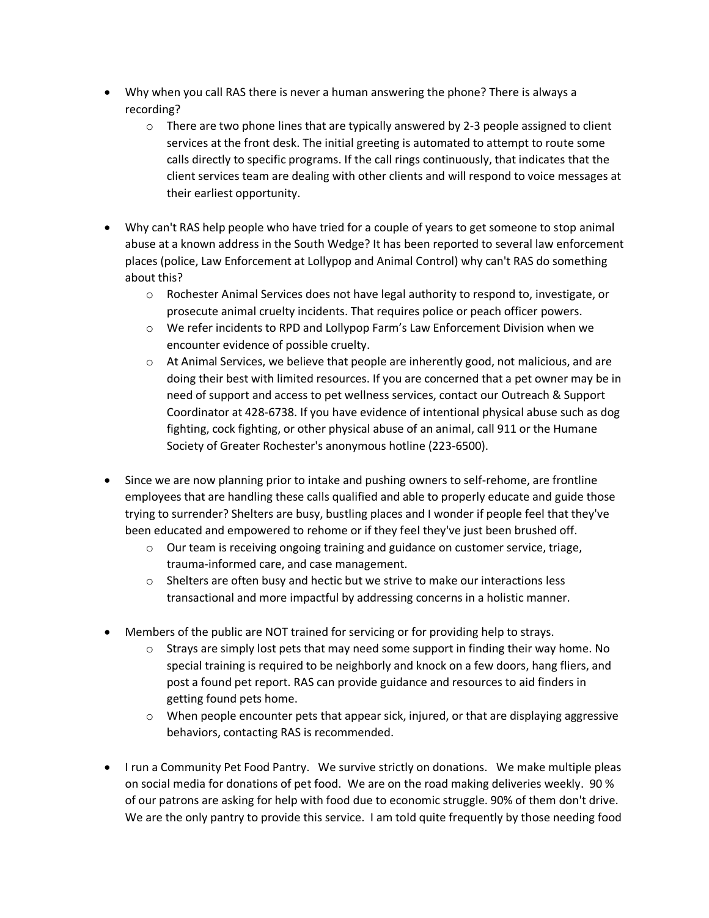- Why when you call RAS there is never a human answering the phone? There is always a recording?
  - There are two phone lines that are typically answered by 2-3 people assigned to client services at the front desk. The initial greeting is automated to attempt to route some calls directly to specific programs. If the call rings continuously, that indicates that the client services team are dealing with other clients and will respond to voice messages at their earliest opportunity.

- Why can't RAS help people who have tried for a couple of years to get someone to stop animal abuse at a known address in the South Wedge? It has been reported to several law enforcement places (police, Law Enforcement at Lollypop and Animal Control) why can't RAS do something about this?
  - Rochester Animal Services does not have legal authority to respond to, investigate, or prosecute animal cruelty incidents. That requires police or peach officer powers.
  - We refer incidents to RPD and Lollypop Farm's Law Enforcement Division when we encounter evidence of possible cruelty.
  - At Animal Services, we believe that people are inherently good, not malicious, and are doing their best with limited resources. If you are concerned that a pet owner may be in need of support and access to pet wellness services, contact our Outreach & Support Coordinator at 428-6738. If you have evidence of intentional physical abuse such as dog fighting, cock fighting, or other physical abuse of an animal, call 911 or the Humane Society of Greater Rochester's anonymous hotline (223-6500).

- Since we are now planning prior to intake and pushing owners to self-rehome, are frontline employees that are handling these calls qualified and able to properly educate and guide those trying to surrender? Shelters are busy, bustling places and I wonder if people feel that they've been educated and empowered to rehome or if they feel they've just been brushed off.
  - Our team is receiving ongoing training and guidance on customer service, triage, trauma-informed care, and case management.
  - Shelters are often busy and hectic but we strive to make our interactions less transactional and more impactful by addressing concerns in a holistic manner.

- Members of the public are NOT trained for servicing or for providing help to strays.
  - Strays are simply lost pets that may need some support in finding their way home. No special training is required to be neighborly and knock on a few doors, hang fliers, and post a found pet report. RAS can provide guidance and resources to aid finders in getting found pets home.
  - When people encounter pets that appear sick, injured, or that are displaying aggressive behaviors, contacting RAS is recommended.

- I run a Community Pet Food Pantry. We survive strictly on donations. We make multiple pleas on social media for donations of pet food. We are on the road making deliveries weekly. 90 % of our patrons are asking for help with food due to economic struggle. 90% of them don't drive. We are the only pantry to provide this service. I am told quite frequently by those needing food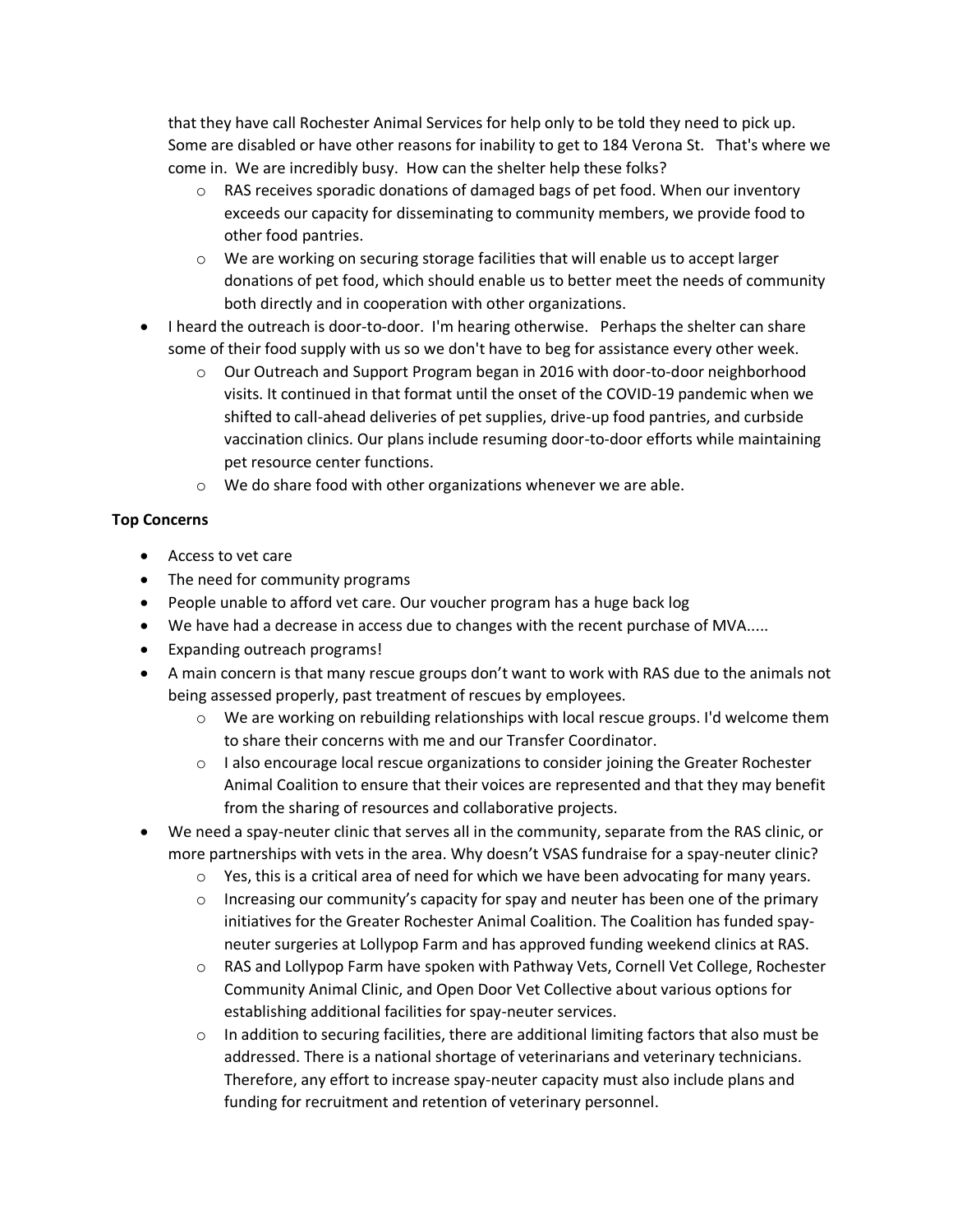that they have call Rochester Animal Services for help only to be told they need to pick up. Some are disabled or have other reasons for inability to get to 184 Verona St. That's where we come in. We are incredibly busy. How can the shelter help these folks?

  - RAS receives sporadic donations of damaged bags of pet food. When our inventory exceeds our capacity for disseminating to community members, we provide food to other food pantries.
  - We are working on securing storage facilities that will enable us to accept larger donations of pet food, which should enable us to better meet the needs of community both directly and in cooperation with other organizations.

- I heard the outreach is door-to-door. I'm hearing otherwise. Perhaps the shelter can share some of their food supply with us so we don't have to beg for assistance every other week.
  - Our Outreach and Support Program began in 2016 with door-to-door neighborhood visits. It continued in that format until the onset of the COVID-19 pandemic when we shifted to call-ahead deliveries of pet supplies, drive-up food pantries, and curbside vaccination clinics. Our plans include resuming door-to-door efforts while maintaining pet resource center functions.
  - We do share food with other organizations whenever we are able.

**Top Concerns**

- Access to vet care
- The need for community programs
- People unable to afford vet care. Our voucher program has a huge back log
- We have had a decrease in access due to changes with the recent purchase of MVA.....
- Expanding outreach programs!
- A main concern is that many rescue groups don't want to work with RAS due to the animals not being assessed properly, past treatment of rescues by employees.
  - We are working on rebuilding relationships with local rescue groups. I'd welcome them to share their concerns with me and our Transfer Coordinator.
  - I also encourage local rescue organizations to consider joining the Greater Rochester Animal Coalition to ensure that their voices are represented and that they may benefit from the sharing of resources and collaborative projects.
- We need a spay-neuter clinic that serves all in the community, separate from the RAS clinic, or more partnerships with vets in the area. Why doesn't VSAS fundraise for a spay-neuter clinic?
  - Yes, this is a critical area of need for which we have been advocating for many years.
  - Increasing our community's capacity for spay and neuter has been one of the primary initiatives for the Greater Rochester Animal Coalition. The Coalition has funded spay-neuter surgeries at Lollypop Farm and has approved funding weekend clinics at RAS.
  - RAS and Lollypop Farm have spoken with Pathway Vets, Cornell Vet College, Rochester Community Animal Clinic, and Open Door Vet Collective about various options for establishing additional facilities for spay-neuter services.
  - In addition to securing facilities, there are additional limiting factors that also must be addressed. There is a national shortage of veterinarians and veterinary technicians. Therefore, any effort to increase spay-neuter capacity must also include plans and funding for recruitment and retention of veterinary personnel.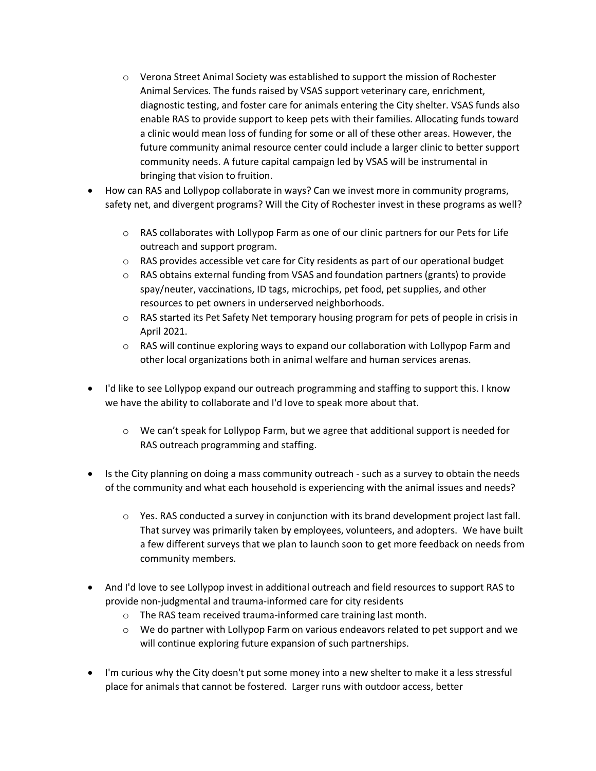- Verona Street Animal Society was established to support the mission of Rochester Animal Services. The funds raised by VSAS support veterinary care, enrichment, diagnostic testing, and foster care for animals entering the City shelter. VSAS funds also enable RAS to provide support to keep pets with their families. Allocating funds toward a clinic would mean loss of funding for some or all of these other areas. However, the future community animal resource center could include a larger clinic to better support community needs. A future capital campaign led by VSAS will be instrumental in bringing that vision to fruition.

- How can RAS and Lollypop collaborate in ways? Can we invest more in community programs, safety net, and divergent programs? Will the City of Rochester invest in these programs as well?
  - RAS collaborates with Lollypop Farm as one of our clinic partners for our Pets for Life outreach and support program.
  - RAS provides accessible vet care for City residents as part of our operational budget
  - RAS obtains external funding from VSAS and foundation partners (grants) to provide spay/neuter, vaccinations, ID tags, microchips, pet food, pet supplies, and other resources to pet owners in underserved neighborhoods.
  - RAS started its Pet Safety Net temporary housing program for pets of people in crisis in April 2021.
  - RAS will continue exploring ways to expand our collaboration with Lollypop Farm and other local organizations both in animal welfare and human services arenas.

- I'd like to see Lollypop expand our outreach programming and staffing to support this. I know we have the ability to collaborate and I'd love to speak more about that.
  - We can't speak for Lollypop Farm, but we agree that additional support is needed for RAS outreach programming and staffing.

- Is the City planning on doing a mass community outreach - such as a survey to obtain the needs of the community and what each household is experiencing with the animal issues and needs?
  - Yes. RAS conducted a survey in conjunction with its brand development project last fall. That survey was primarily taken by employees, volunteers, and adopters. We have built a few different surveys that we plan to launch soon to get more feedback on needs from community members.

- And I'd love to see Lollypop invest in additional outreach and field resources to support RAS to provide non-judgmental and trauma-informed care for city residents
  - The RAS team received trauma-informed care training last month.
  - We do partner with Lollypop Farm on various endeavors related to pet support and we will continue exploring future expansion of such partnerships.

- I'm curious why the City doesn't put some money into a new shelter to make it a less stressful place for animals that cannot be fostered. Larger runs with outdoor access, better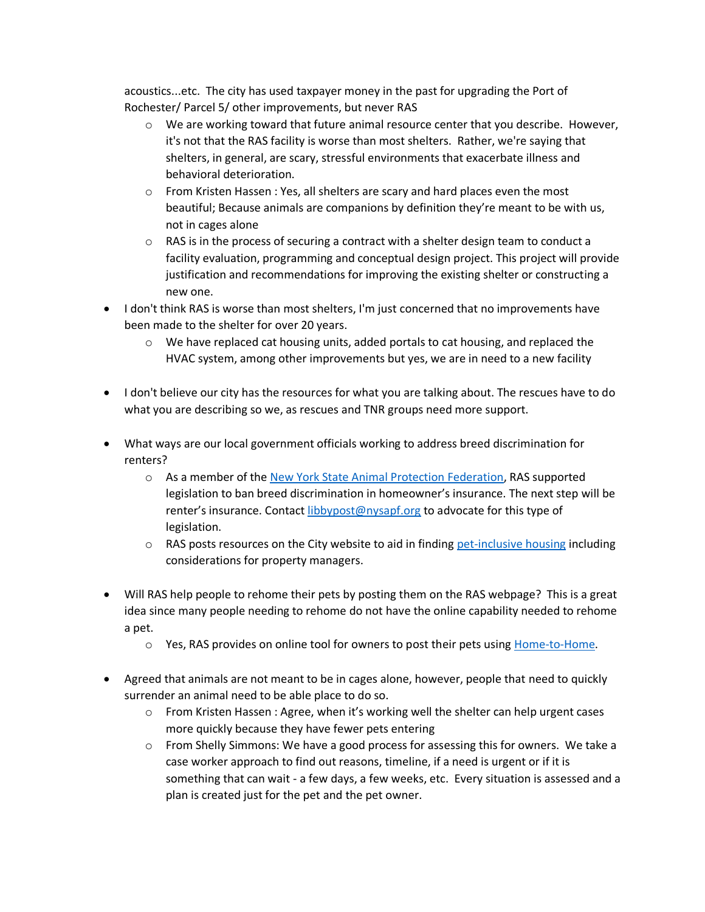acoustics...etc. The city has used taxpayer money in the past for upgrading the Port of Rochester/ Parcel 5/ other improvements, but never RAS

  - We are working toward that future animal resource center that you describe. However, it's not that the RAS facility is worse than most shelters. Rather, we're saying that shelters, in general, are scary, stressful environments that exacerbate illness and behavioral deterioration.
  - From Kristen Hassen : Yes, all shelters are scary and hard places even the most beautiful; Because animals are companions by definition they're meant to be with us, not in cages alone
  - RAS is in the process of securing a contract with a shelter design team to conduct a facility evaluation, programming and conceptual design project. This project will provide justification and recommendations for improving the existing shelter or constructing a new one.

- I don't think RAS is worse than most shelters, I'm just concerned that no improvements have been made to the shelter for over 20 years.
  - We have replaced cat housing units, added portals to cat housing, and replaced the HVAC system, among other improvements but yes, we are in need to a new facility

- I don't believe our city has the resources for what you are talking about. The rescues have to do what you are describing so we, as rescues and TNR groups need more support.

- What ways are our local government officials working to address breed discrimination for renters?
  - As a member of the New York State Animal Protection Federation, RAS supported legislation to ban breed discrimination in homeowner's insurance. The next step will be renter's insurance. Contact libbypost@nysapf.org to advocate for this type of legislation.
  - RAS posts resources on the City website to aid in finding pet-inclusive housing including considerations for property managers.

- Will RAS help people to rehome their pets by posting them on the RAS webpage? This is a great idea since many people needing to rehome do not have the online capability needed to rehome a pet.
  - Yes, RAS provides on online tool for owners to post their pets using Home-to-Home.

- Agreed that animals are not meant to be in cages alone, however, people that need to quickly surrender an animal need to be able place to do so.
  - From Kristen Hassen : Agree, when it's working well the shelter can help urgent cases more quickly because they have fewer pets entering
  - From Shelly Simmons: We have a good process for assessing this for owners. We take a case worker approach to find out reasons, timeline, if a need is urgent or if it is something that can wait - a few days, a few weeks, etc. Every situation is assessed and a plan is created just for the pet and the pet owner.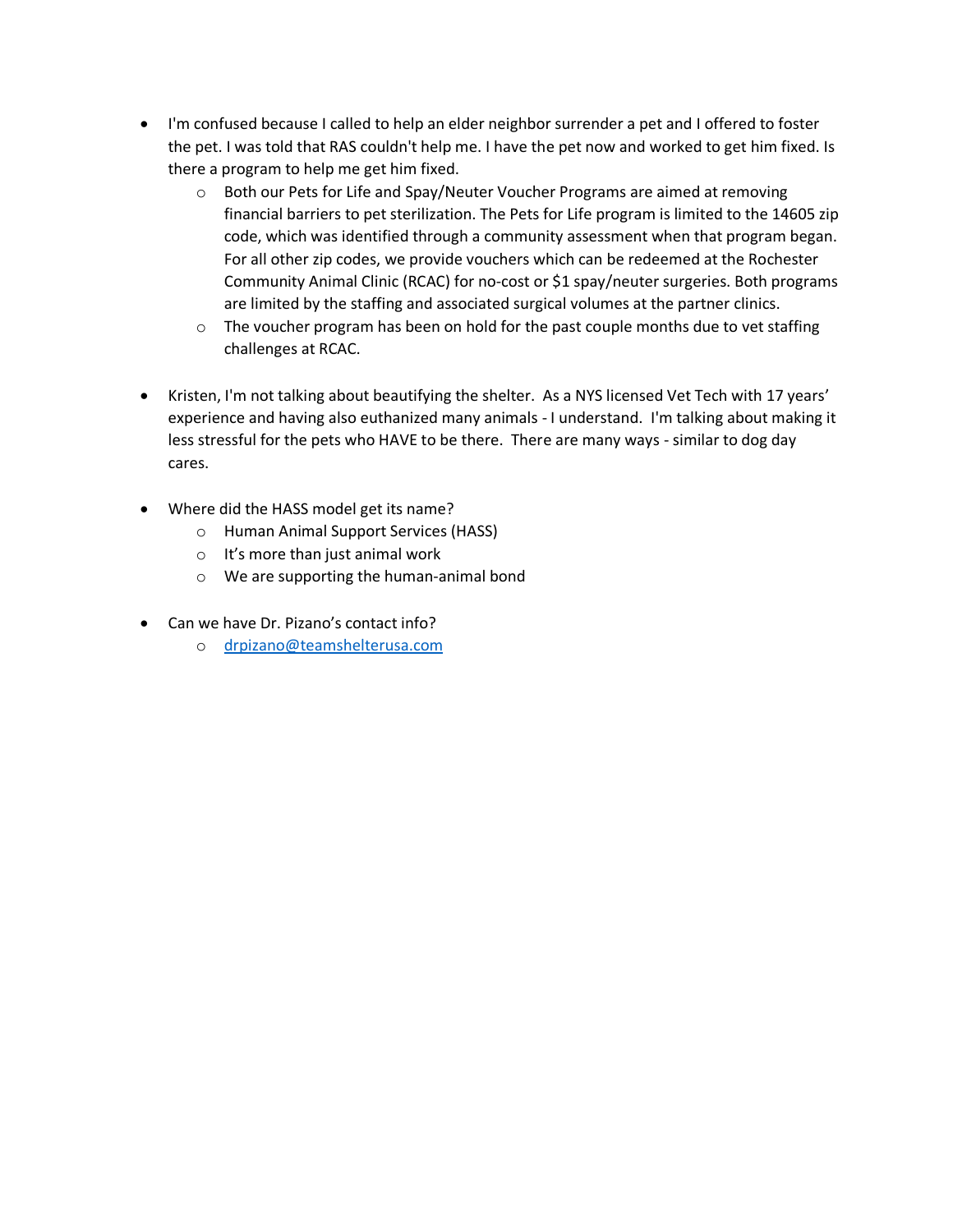- I'm confused because I called to help an elder neighbor surrender a pet and I offered to foster the pet. I was told that RAS couldn't help me. I have the pet now and worked to get him fixed. Is there a program to help me get him fixed.
    - Both our Pets for Life and Spay/Neuter Voucher Programs are aimed at removing financial barriers to pet sterilization. The Pets for Life program is limited to the 14605 zip code, which was identified through a community assessment when that program began. For all other zip codes, we provide vouchers which can be redeemed at the Rochester Community Animal Clinic (RCAC) for no-cost or $1 spay/neuter surgeries. Both programs are limited by the staffing and associated surgical volumes at the partner clinics.
    - The voucher program has been on hold for the past couple months due to vet staffing challenges at RCAC.

- Kristen, I'm not talking about beautifying the shelter. As a NYS licensed Vet Tech with 17 years' experience and having also euthanized many animals - I understand. I'm talking about making it less stressful for the pets who HAVE to be there. There are many ways - similar to dog day cares.

- Where did the HASS model get its name?
    - Human Animal Support Services (HASS)
    - It's more than just animal work
    - We are supporting the human-animal bond

- Can we have Dr. Pizano's contact info?
    - drpizano@teamshelterusa.com